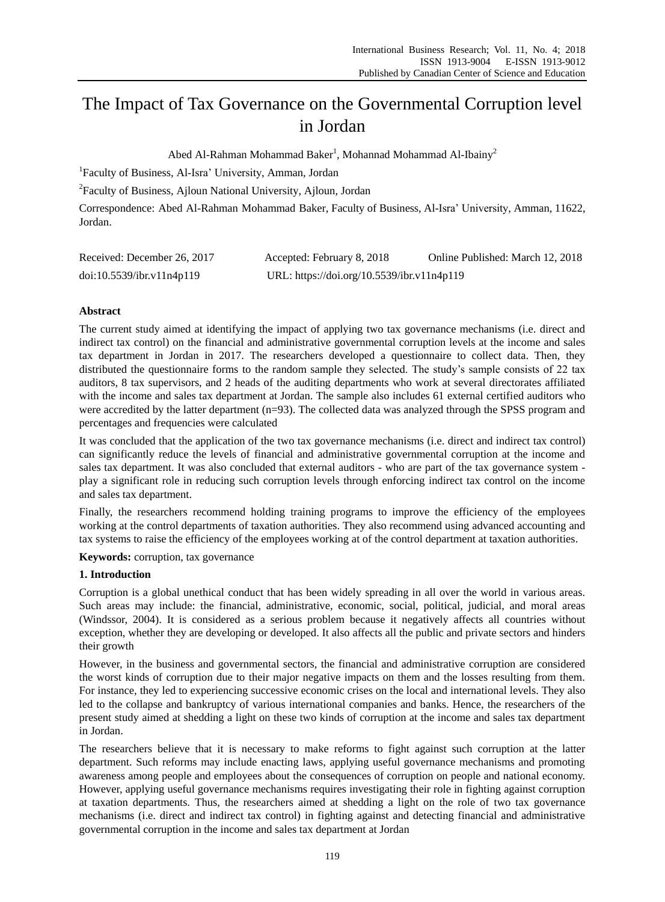# The Impact of Tax Governance on the Governmental Corruption level in Jordan

Abed Al-Rahman Mohammad Baker[1], Mohannad Mohammad Al-Ibainy[2]

[1]Faculty of Business, Al-Isra' University, Amman, Jordan

[2]Faculty of Business, Ajloun National University, Ajloun, Jordan

Correspondence: Abed Al-Rahman Mohammad Baker, Faculty of Business, Al-Isra' University, Amman, 11622, Jordan.

Received: December 26, 2017 Accepted: February 8, 2018 Online Published: March 12, 2018

doi:10.5539/ibr.v11n4p119 URL: https://doi.org/10.5539/ibr.v11n4p119

## Abstract

The current study aimed at identifying the impact of applying two tax governance mechanisms (i.e. direct and indirect tax control) on the financial and administrative governmental corruption levels at the income and sales tax department in Jordan in 2017. The researchers developed a questionnaire to collect data. Then, they distributed the questionnaire forms to the random sample they selected. The study's sample consists of 22 tax auditors, 8 tax supervisors, and 2 heads of the auditing departments who work at several directorates affiliated with the income and sales tax department at Jordan. The sample also includes 61 external certified auditors who were accredited by the latter department (n=93). The collected data was analyzed through the SPSS program and percentages and frequencies were calculated

It was concluded that the application of the two tax governance mechanisms (i.e. direct and indirect tax control) can significantly reduce the levels of financial and administrative governmental corruption at the income and sales tax department. It was also concluded that external auditors - who are part of the tax governance system - play a significant role in reducing such corruption levels through enforcing indirect tax control on the income and sales tax department.

Finally, the researchers recommend holding training programs to improve the efficiency of the employees working at the control departments of taxation authorities. They also recommend using advanced accounting and tax systems to raise the efficiency of the employees working at of the control department at taxation authorities.

**Keywords:** corruption, tax governance

## 1. Introduction

Corruption is a global unethical conduct that has been widely spreading in all over the world in various areas. Such areas may include: the financial, administrative, economic, social, political, judicial, and moral areas (Windssor, 2004). It is considered as a serious problem because it negatively affects all countries without exception, whether they are developing or developed. It also affects all the public and private sectors and hinders their growth

However, in the business and governmental sectors, the financial and administrative corruption are considered the worst kinds of corruption due to their major negative impacts on them and the losses resulting from them. For instance, they led to experiencing successive economic crises on the local and international levels. They also led to the collapse and bankruptcy of various international companies and banks. Hence, the researchers of the present study aimed at shedding a light on these two kinds of corruption at the income and sales tax department in Jordan.

The researchers believe that it is necessary to make reforms to fight against such corruption at the latter department. Such reforms may include enacting laws, applying useful governance mechanisms and promoting awareness among people and employees about the consequences of corruption on people and national economy. However, applying useful governance mechanisms requires investigating their role in fighting against corruption at taxation departments. Thus, the researchers aimed at shedding a light on the role of two tax governance mechanisms (i.e. direct and indirect tax control) in fighting against and detecting financial and administrative governmental corruption in the income and sales tax department at Jordan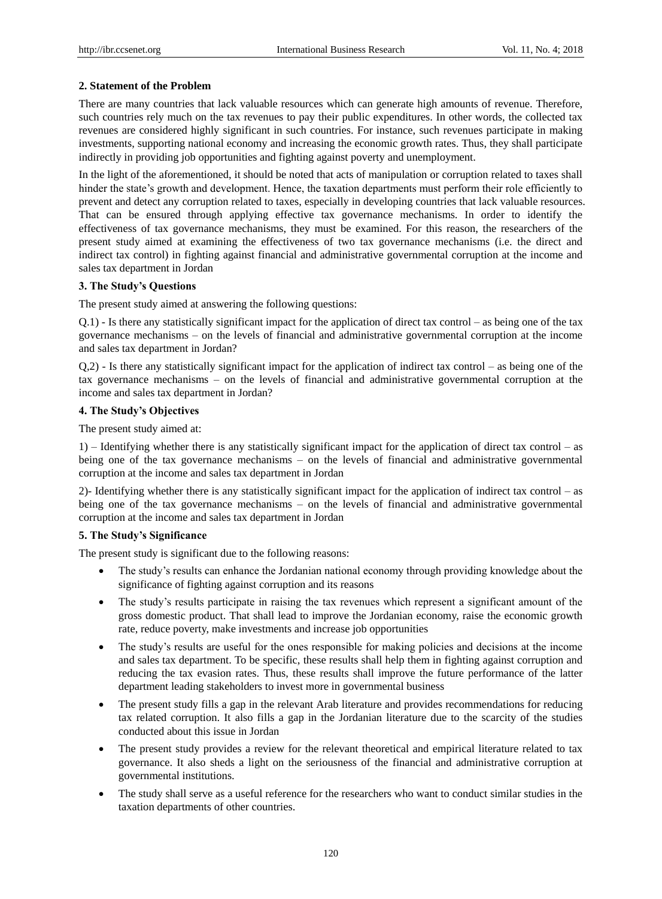## 2. Statement of the Problem

There are many countries that lack valuable resources which can generate high amounts of revenue. Therefore, such countries rely much on the tax revenues to pay their public expenditures. In other words, the collected tax revenues are considered highly significant in such countries. For instance, such revenues participate in making investments, supporting national economy and increasing the economic growth rates. Thus, they shall participate indirectly in providing job opportunities and fighting against poverty and unemployment.

In the light of the aforementioned, it should be noted that acts of manipulation or corruption related to taxes shall hinder the state's growth and development. Hence, the taxation departments must perform their role efficiently to prevent and detect any corruption related to taxes, especially in developing countries that lack valuable resources. That can be ensured through applying effective tax governance mechanisms. In order to identify the effectiveness of tax governance mechanisms, they must be examined. For this reason, the researchers of the present study aimed at examining the effectiveness of two tax governance mechanisms (i.e. the direct and indirect tax control) in fighting against financial and administrative governmental corruption at the income and sales tax department in Jordan

## 3. The Study's Questions

The present study aimed at answering the following questions:

Q.1) - Is there any statistically significant impact for the application of direct tax control – as being one of the tax governance mechanisms – on the levels of financial and administrative governmental corruption at the income and sales tax department in Jordan?

Q,2) - Is there any statistically significant impact for the application of indirect tax control – as being one of the tax governance mechanisms – on the levels of financial and administrative governmental corruption at the income and sales tax department in Jordan?

## 4. The Study's Objectives

The present study aimed at:

1) – Identifying whether there is any statistically significant impact for the application of direct tax control – as being one of the tax governance mechanisms – on the levels of financial and administrative governmental corruption at the income and sales tax department in Jordan

2)- Identifying whether there is any statistically significant impact for the application of indirect tax control – as being one of the tax governance mechanisms – on the levels of financial and administrative governmental corruption at the income and sales tax department in Jordan

## 5. The Study's Significance

The present study is significant due to the following reasons:

- The study's results can enhance the Jordanian national economy through providing knowledge about the significance of fighting against corruption and its reasons
- The study's results participate in raising the tax revenues which represent a significant amount of the gross domestic product. That shall lead to improve the Jordanian economy, raise the economic growth rate, reduce poverty, make investments and increase job opportunities
- The study's results are useful for the ones responsible for making policies and decisions at the income and sales tax department. To be specific, these results shall help them in fighting against corruption and reducing the tax evasion rates. Thus, these results shall improve the future performance of the latter department leading stakeholders to invest more in governmental business
- The present study fills a gap in the relevant Arab literature and provides recommendations for reducing tax related corruption. It also fills a gap in the Jordanian literature due to the scarcity of the studies conducted about this issue in Jordan
- The present study provides a review for the relevant theoretical and empirical literature related to tax governance. It also sheds a light on the seriousness of the financial and administrative corruption at governmental institutions.
- The study shall serve as a useful reference for the researchers who want to conduct similar studies in the taxation departments of other countries.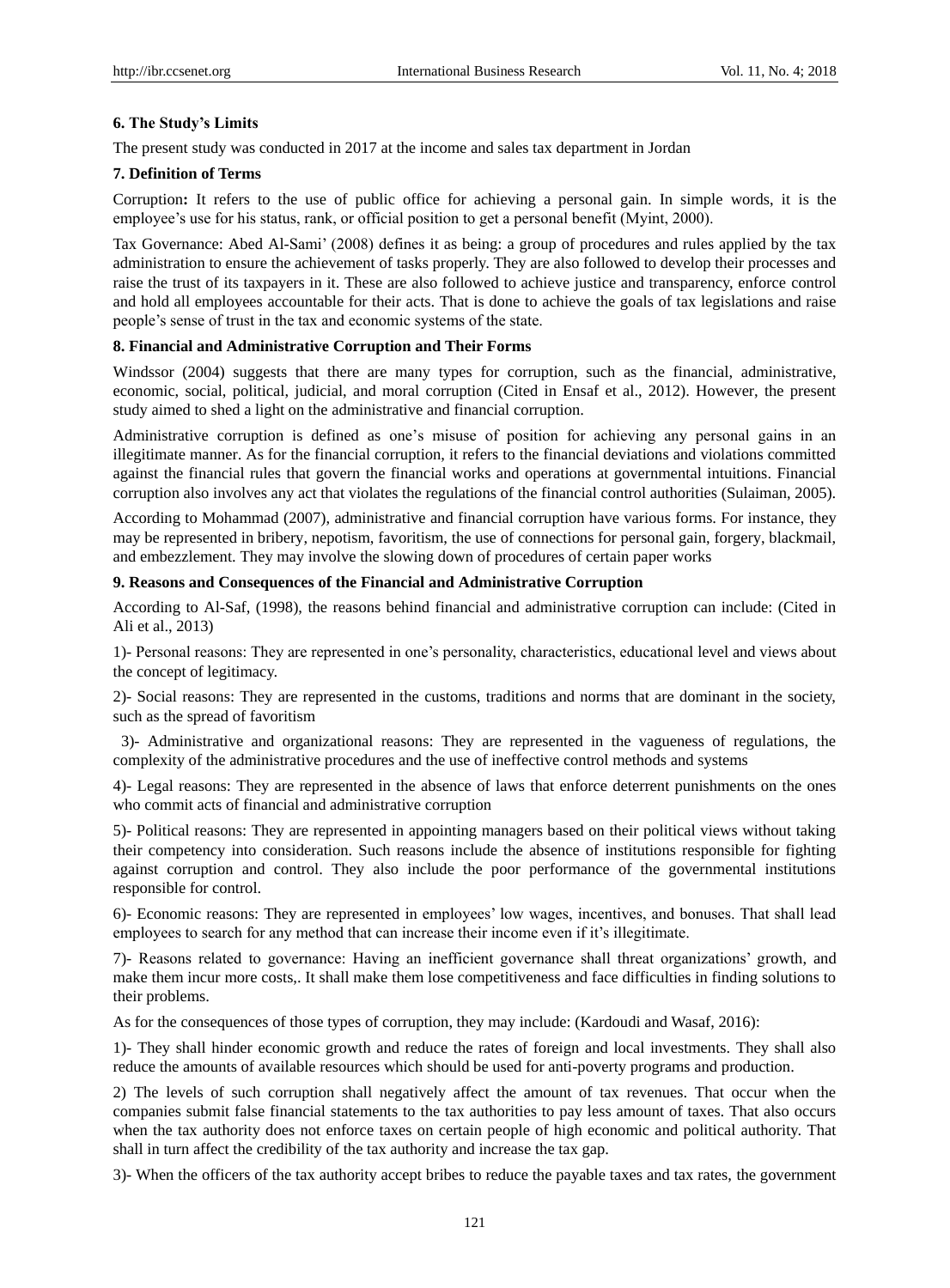### 6. The Study's Limits

The present study was conducted in 2017 at the income and sales tax department in Jordan

### 7. Definition of Terms

Corruption**:** It refers to the use of public office for achieving a personal gain. In simple words, it is the employee's use for his status, rank, or official position to get a personal benefit (Myint, 2000).

Tax Governance: Abed Al-Sami' (2008) defines it as being: a group of procedures and rules applied by the tax administration to ensure the achievement of tasks properly. They are also followed to develop their processes and raise the trust of its taxpayers in it. These are also followed to achieve justice and transparency, enforce control and hold all employees accountable for their acts. That is done to achieve the goals of tax legislations and raise people's sense of trust in the tax and economic systems of the state.

### 8. Financial and Administrative Corruption and Their Forms

Windssor (2004) suggests that there are many types for corruption, such as the financial, administrative, economic, social, political, judicial, and moral corruption (Cited in Ensaf et al., 2012). However, the present study aimed to shed a light on the administrative and financial corruption.

Administrative corruption is defined as one's misuse of position for achieving any personal gains in an illegitimate manner. As for the financial corruption, it refers to the financial deviations and violations committed against the financial rules that govern the financial works and operations at governmental intuitions. Financial corruption also involves any act that violates the regulations of the financial control authorities (Sulaiman, 2005).

According to Mohammad (2007), administrative and financial corruption have various forms. For instance, they may be represented in bribery, nepotism, favoritism, the use of connections for personal gain, forgery, blackmail, and embezzlement. They may involve the slowing down of procedures of certain paper works

### 9. Reasons and Consequences of the Financial and Administrative Corruption

According to Al-Saf, (1998), the reasons behind financial and administrative corruption can include: (Cited in Ali et al., 2013)

1)- Personal reasons: They are represented in one's personality, characteristics, educational level and views about the concept of legitimacy.

2)- Social reasons: They are represented in the customs, traditions and norms that are dominant in the society, such as the spread of favoritism

3)- Administrative and organizational reasons: They are represented in the vagueness of regulations, the complexity of the administrative procedures and the use of ineffective control methods and systems

4)- Legal reasons: They are represented in the absence of laws that enforce deterrent punishments on the ones who commit acts of financial and administrative corruption

5)- Political reasons: They are represented in appointing managers based on their political views without taking their competency into consideration. Such reasons include the absence of institutions responsible for fighting against corruption and control. They also include the poor performance of the governmental institutions responsible for control.

6)- Economic reasons: They are represented in employees' low wages, incentives, and bonuses. That shall lead employees to search for any method that can increase their income even if it's illegitimate.

7)- Reasons related to governance: Having an inefficient governance shall threat organizations' growth, and make them incur more costs,. It shall make them lose competitiveness and face difficulties in finding solutions to their problems.

As for the consequences of those types of corruption, they may include: (Kardoudi and Wasaf, 2016):

1)- They shall hinder economic growth and reduce the rates of foreign and local investments. They shall also reduce the amounts of available resources which should be used for anti-poverty programs and production.

2) The levels of such corruption shall negatively affect the amount of tax revenues. That occur when the companies submit false financial statements to the tax authorities to pay less amount of taxes. That also occurs when the tax authority does not enforce taxes on certain people of high economic and political authority. That shall in turn affect the credibility of the tax authority and increase the tax gap.

3)- When the officers of the tax authority accept bribes to reduce the payable taxes and tax rates, the government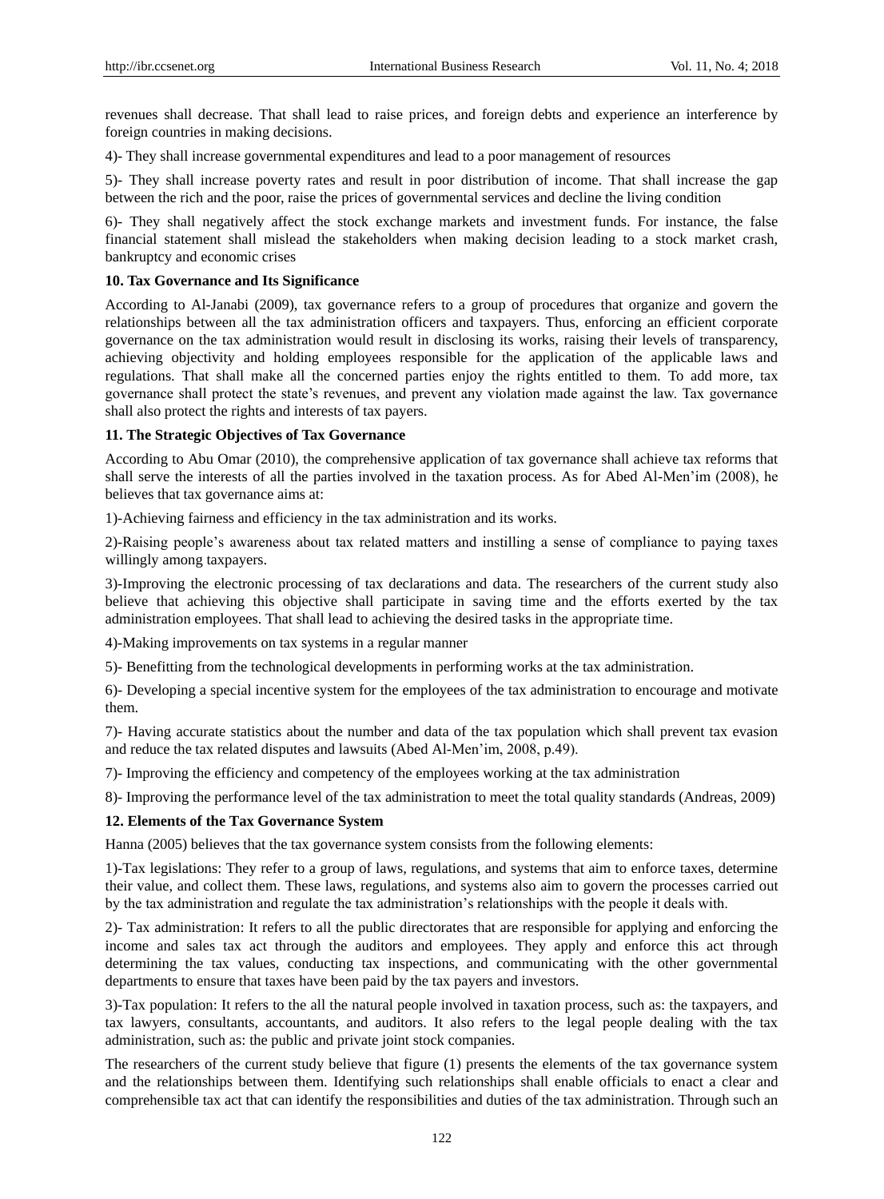revenues shall decrease. That shall lead to raise prices, and foreign debts and experience an interference by foreign countries in making decisions.

4)- They shall increase governmental expenditures and lead to a poor management of resources

5)- They shall increase poverty rates and result in poor distribution of income. That shall increase the gap between the rich and the poor, raise the prices of governmental services and decline the living condition

6)- They shall negatively affect the stock exchange markets and investment funds. For instance, the false financial statement shall mislead the stakeholders when making decision leading to a stock market crash, bankruptcy and economic crises

**10. Tax Governance and Its Significance**

According to Al-Janabi (2009), tax governance refers to a group of procedures that organize and govern the relationships between all the tax administration officers and taxpayers. Thus, enforcing an efficient corporate governance on the tax administration would result in disclosing its works, raising their levels of transparency, achieving objectivity and holding employees responsible for the application of the applicable laws and regulations. That shall make all the concerned parties enjoy the rights entitled to them. To add more, tax governance shall protect the state's revenues, and prevent any violation made against the law. Tax governance shall also protect the rights and interests of tax payers.

**11. The Strategic Objectives of Tax Governance**

According to Abu Omar (2010), the comprehensive application of tax governance shall achieve tax reforms that shall serve the interests of all the parties involved in the taxation process. As for Abed Al-Men'im (2008), he believes that tax governance aims at:

1)-Achieving fairness and efficiency in the tax administration and its works.

2)-Raising people's awareness about tax related matters and instilling a sense of compliance to paying taxes willingly among taxpayers.

3)-Improving the electronic processing of tax declarations and data. The researchers of the current study also believe that achieving this objective shall participate in saving time and the efforts exerted by the tax administration employees. That shall lead to achieving the desired tasks in the appropriate time.

4)-Making improvements on tax systems in a regular manner

5)- Benefitting from the technological developments in performing works at the tax administration.

6)- Developing a special incentive system for the employees of the tax administration to encourage and motivate them.

7)- Having accurate statistics about the number and data of the tax population which shall prevent tax evasion and reduce the tax related disputes and lawsuits (Abed Al-Men'im, 2008, p.49).

7)- Improving the efficiency and competency of the employees working at the tax administration

8)- Improving the performance level of the tax administration to meet the total quality standards (Andreas, 2009)

**12. Elements of the Tax Governance System**

Hanna (2005) believes that the tax governance system consists from the following elements:

1)-Tax legislations: They refer to a group of laws, regulations, and systems that aim to enforce taxes, determine their value, and collect them. These laws, regulations, and systems also aim to govern the processes carried out by the tax administration and regulate the tax administration's relationships with the people it deals with.

2)- Tax administration: It refers to all the public directorates that are responsible for applying and enforcing the income and sales tax act through the auditors and employees. They apply and enforce this act through determining the tax values, conducting tax inspections, and communicating with the other governmental departments to ensure that taxes have been paid by the tax payers and investors.

3)-Tax population: It refers to the all the natural people involved in taxation process, such as: the taxpayers, and tax lawyers, consultants, accountants, and auditors. It also refers to the legal people dealing with the tax administration, such as: the public and private joint stock companies.

The researchers of the current study believe that figure (1) presents the elements of the tax governance system and the relationships between them. Identifying such relationships shall enable officials to enact a clear and comprehensible tax act that can identify the responsibilities and duties of the tax administration. Through such an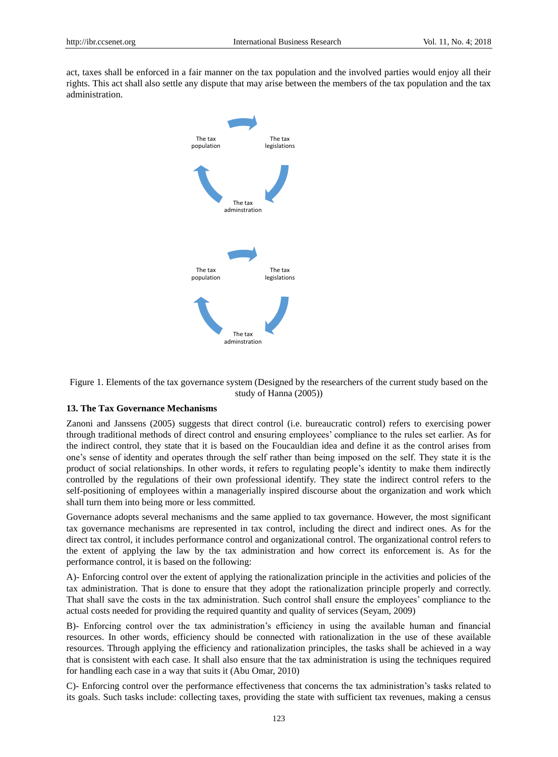act, taxes shall be enforced in a fair manner on the tax population and the involved parties would enjoy all their rights. This act shall also settle any dispute that may arise between the members of the tax population and the tax administration.

The tax population

The tax legislations

The tax adminstration

The tax population

The tax legislations

The tax adminstration

Figure 1. Elements of the tax governance system (Designed by the researchers of the current study based on the study of Hanna (2005))

## 13. The Tax Governance Mechanisms

Zanoni and Janssens (2005) suggests that direct control (i.e. bureaucratic control) refers to exercising power through traditional methods of direct control and ensuring employees' compliance to the rules set earlier. As for the indirect control, they state that it is based on the Foucauldian idea and define it as the control arises from one's sense of identity and operates through the self rather than being imposed on the self. They state it is the product of social relationships. In other words, it refers to regulating people's identity to make them indirectly controlled by the regulations of their own professional identify. They state the indirect control refers to the self-positioning of employees within a managerially inspired discourse about the organization and work which shall turn them into being more or less committed.

Governance adopts several mechanisms and the same applied to tax governance. However, the most significant tax governance mechanisms are represented in tax control, including the direct and indirect ones. As for the direct tax control, it includes performance control and organizational control. The organizational control refers to the extent of applying the law by the tax administration and how correct its enforcement is. As for the performance control, it is based on the following:

A)- Enforcing control over the extent of applying the rationalization principle in the activities and policies of the tax administration. That is done to ensure that they adopt the rationalization principle properly and correctly. That shall save the costs in the tax administration. Such control shall ensure the employees' compliance to the actual costs needed for providing the required quantity and quality of services (Seyam, 2009)

B)- Enforcing control over the tax administration's efficiency in using the available human and financial resources. In other words, efficiency should be connected with rationalization in the use of these available resources. Through applying the efficiency and rationalization principles, the tasks shall be achieved in a way that is consistent with each case. It shall also ensure that the tax administration is using the techniques required for handling each case in a way that suits it (Abu Omar, 2010)

C)- Enforcing control over the performance effectiveness that concerns the tax administration's tasks related to its goals. Such tasks include: collecting taxes, providing the state with sufficient tax revenues, making a census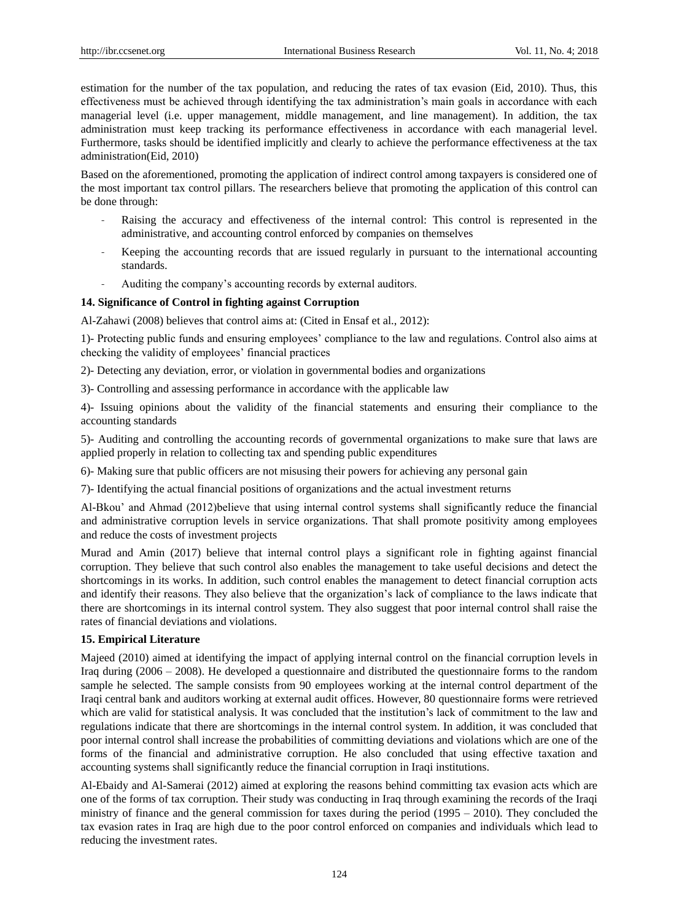estimation for the number of the tax population, and reducing the rates of tax evasion (Eid, 2010). Thus, this effectiveness must be achieved through identifying the tax administration's main goals in accordance with each managerial level (i.e. upper management, middle management, and line management). In addition, the tax administration must keep tracking its performance effectiveness in accordance with each managerial level. Furthermore, tasks should be identified implicitly and clearly to achieve the performance effectiveness at the tax administration(Eid, 2010)

Based on the aforementioned, promoting the application of indirect control among taxpayers is considered one of the most important tax control pillars. The researchers believe that promoting the application of this control can be done through:

- Raising the accuracy and effectiveness of the internal control: This control is represented in the administrative, and accounting control enforced by companies on themselves
- Keeping the accounting records that are issued regularly in pursuant to the international accounting standards.
- Auditing the company's accounting records by external auditors.

### 14. Significance of Control in fighting against Corruption

Al-Zahawi (2008) believes that control aims at: (Cited in Ensaf et al., 2012):

1)- Protecting public funds and ensuring employees' compliance to the law and regulations. Control also aims at checking the validity of employees' financial practices

2)- Detecting any deviation, error, or violation in governmental bodies and organizations

3)- Controlling and assessing performance in accordance with the applicable law

4)- Issuing opinions about the validity of the financial statements and ensuring their compliance to the accounting standards

5)- Auditing and controlling the accounting records of governmental organizations to make sure that laws are applied properly in relation to collecting tax and spending public expenditures

6)- Making sure that public officers are not misusing their powers for achieving any personal gain

7)- Identifying the actual financial positions of organizations and the actual investment returns

Al-Bkou' and Ahmad (2012)believe that using internal control systems shall significantly reduce the financial and administrative corruption levels in service organizations. That shall promote positivity among employees and reduce the costs of investment projects

Murad and Amin (2017) believe that internal control plays a significant role in fighting against financial corruption. They believe that such control also enables the management to take useful decisions and detect the shortcomings in its works. In addition, such control enables the management to detect financial corruption acts and identify their reasons. They also believe that the organization's lack of compliance to the laws indicate that there are shortcomings in its internal control system. They also suggest that poor internal control shall raise the rates of financial deviations and violations.

### 15. Empirical Literature

Majeed (2010) aimed at identifying the impact of applying internal control on the financial corruption levels in Iraq during (2006 – 2008). He developed a questionnaire and distributed the questionnaire forms to the random sample he selected. The sample consists from 90 employees working at the internal control department of the Iraqi central bank and auditors working at external audit offices. However, 80 questionnaire forms were retrieved which are valid for statistical analysis. It was concluded that the institution's lack of commitment to the law and regulations indicate that there are shortcomings in the internal control system. In addition, it was concluded that poor internal control shall increase the probabilities of committing deviations and violations which are one of the forms of the financial and administrative corruption. He also concluded that using effective taxation and accounting systems shall significantly reduce the financial corruption in Iraqi institutions.

Al-Ebaidy and Al-Samerai (2012) aimed at exploring the reasons behind committing tax evasion acts which are one of the forms of tax corruption. Their study was conducting in Iraq through examining the records of the Iraqi ministry of finance and the general commission for taxes during the period (1995 – 2010). They concluded the tax evasion rates in Iraq are high due to the poor control enforced on companies and individuals which lead to reducing the investment rates.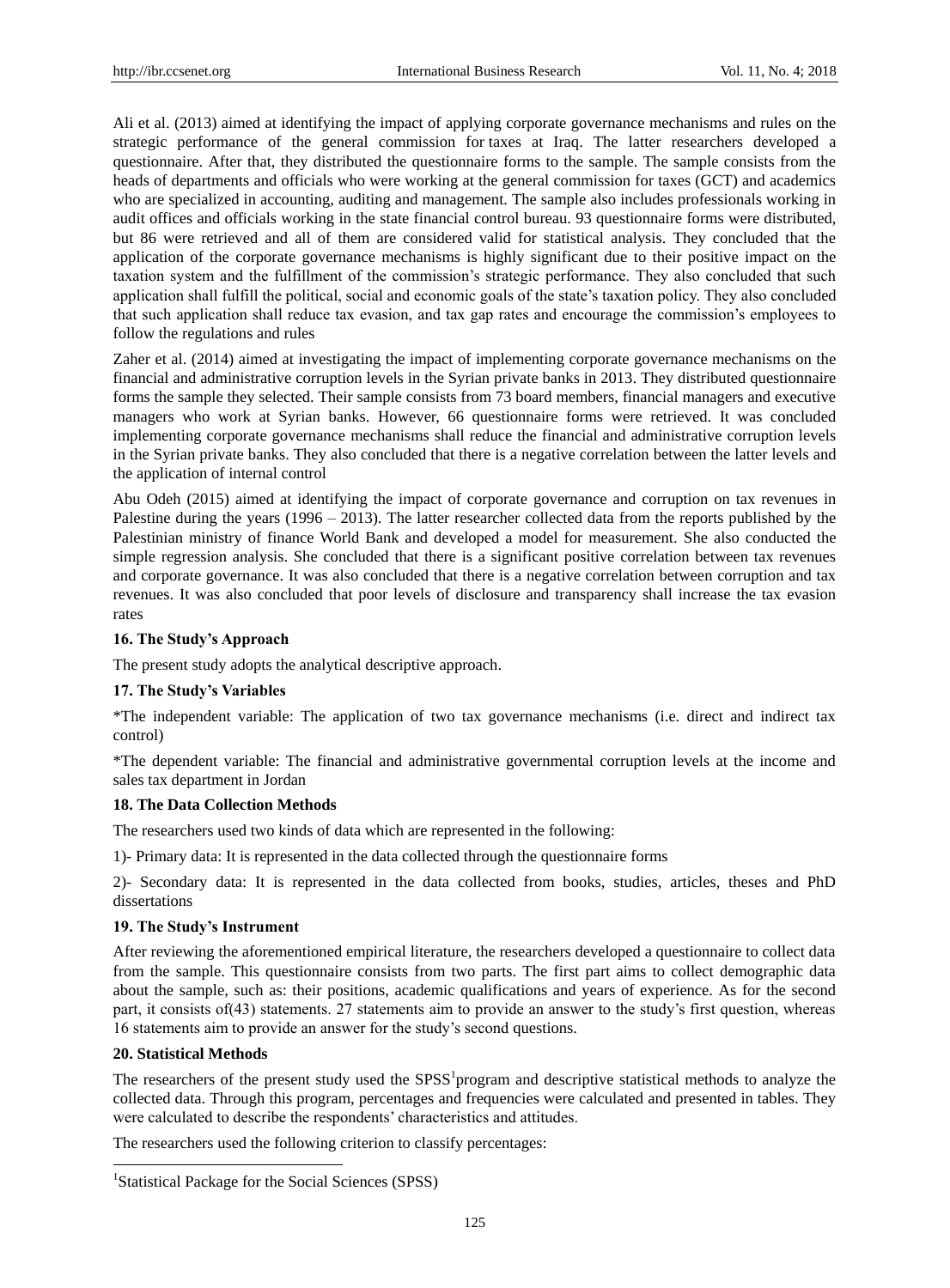Ali et al. (2013) aimed at identifying the impact of applying corporate governance mechanisms and rules on the strategic performance of the general commission for taxes at Iraq. The latter researchers developed a questionnaire. After that, they distributed the questionnaire forms to the sample. The sample consists from the heads of departments and officials who were working at the general commission for taxes (GCT) and academics who are specialized in accounting, auditing and management. The sample also includes professionals working in audit offices and officials working in the state financial control bureau. 93 questionnaire forms were distributed, but 86 were retrieved and all of them are considered valid for statistical analysis. They concluded that the application of the corporate governance mechanisms is highly significant due to their positive impact on the taxation system and the fulfillment of the commission's strategic performance. They also concluded that such application shall fulfill the political, social and economic goals of the state's taxation policy. They also concluded that such application shall reduce tax evasion, and tax gap rates and encourage the commission's employees to follow the regulations and rules

Zaher et al. (2014) aimed at investigating the impact of implementing corporate governance mechanisms on the financial and administrative corruption levels in the Syrian private banks in 2013. They distributed questionnaire forms the sample they selected. Their sample consists from 73 board members, financial managers and executive managers who work at Syrian banks. However, 66 questionnaire forms were retrieved. It was concluded implementing corporate governance mechanisms shall reduce the financial and administrative corruption levels in the Syrian private banks. They also concluded that there is a negative correlation between the latter levels and the application of internal control

Abu Odeh (2015) aimed at identifying the impact of corporate governance and corruption on tax revenues in Palestine during the years (1996 – 2013). The latter researcher collected data from the reports published by the Palestinian ministry of finance World Bank and developed a model for measurement. She also conducted the simple regression analysis. She concluded that there is a significant positive correlation between tax revenues and corporate governance. It was also concluded that there is a negative correlation between corruption and tax revenues. It was also concluded that poor levels of disclosure and transparency shall increase the tax evasion rates

**16. The Study's Approach**

The present study adopts the analytical descriptive approach.

**17. The Study's Variables**

*The independent variable: The application of two tax governance mechanisms (i.e. direct and indirect tax control)

*The dependent variable: The financial and administrative governmental corruption levels at the income and sales tax department in Jordan

**18. The Data Collection Methods**

The researchers used two kinds of data which are represented in the following:

1)- Primary data: It is represented in the data collected through the questionnaire forms

2)- Secondary data: It is represented in the data collected from books, studies, articles, theses and PhD dissertations

**19. The Study's Instrument**

After reviewing the aforementioned empirical literature, the researchers developed a questionnaire to collect data from the sample. This questionnaire consists from two parts. The first part aims to collect demographic data about the sample, such as: their positions, academic qualifications and years of experience. As for the second part, it consists of(43) statements. 27 statements aim to provide an answer to the study's first question, whereas 16 statements aim to provide an answer for the study's second questions.

**20. Statistical Methods**

The researchers of the present study used the SPSS[1]program and descriptive statistical methods to analyze the collected data. Through this program, percentages and frequencies were calculated and presented in tables. They were calculated to describe the respondents' characteristics and attitudes.

The researchers used the following criterion to classify percentages:

[1]Statistical Package for the Social Sciences (SPSS)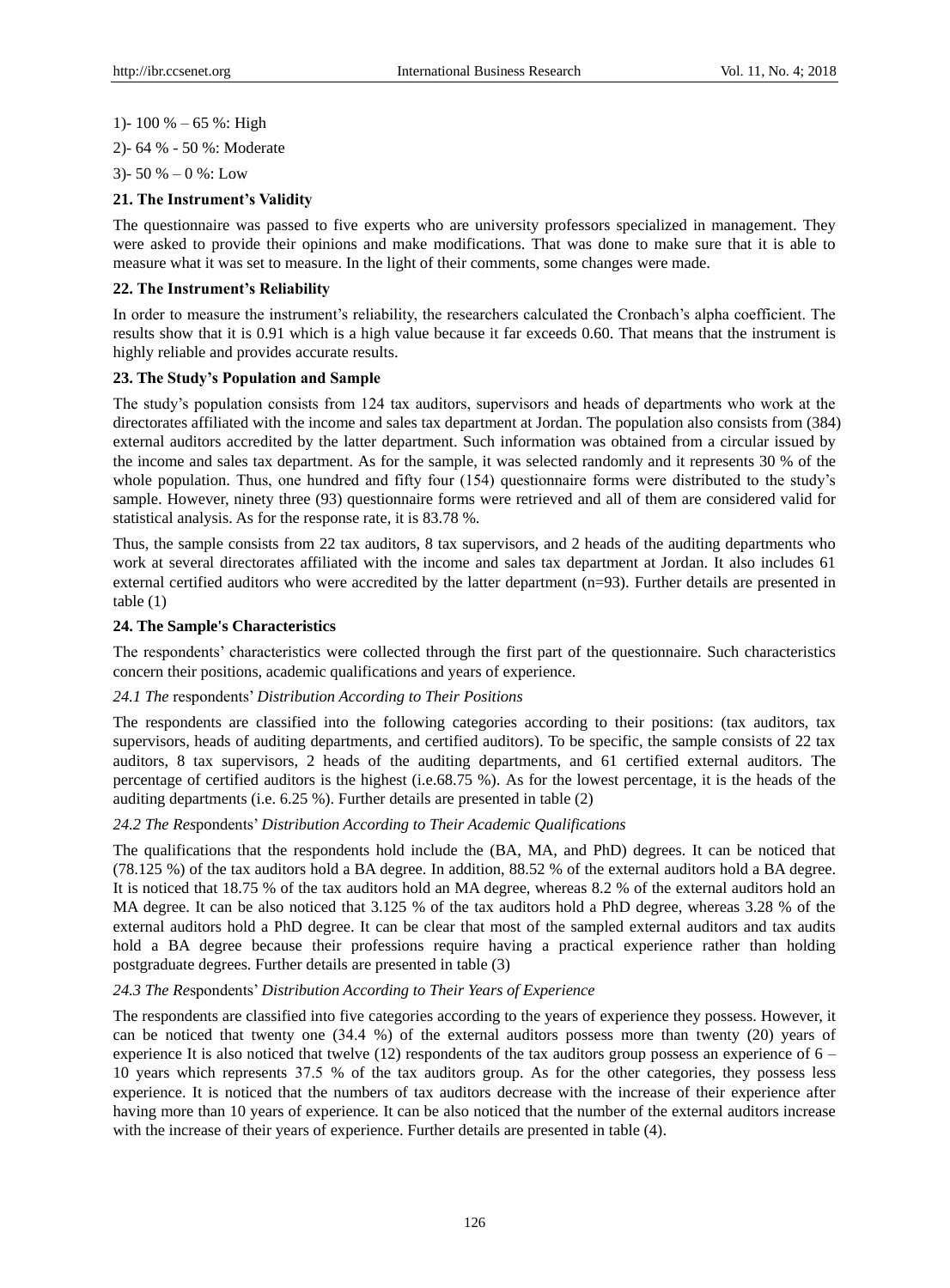1)- 100 % – 65 %: High

2)- 64 % - 50 %: Moderate

3)- 50 % – 0 %: Low

### 21. The Instrument's Validity

The questionnaire was passed to five experts who are university professors specialized in management. They were asked to provide their opinions and make modifications. That was done to make sure that it is able to measure what it was set to measure. In the light of their comments, some changes were made.

### 22. The Instrument's Reliability

In order to measure the instrument's reliability, the researchers calculated the Cronbach's alpha coefficient. The results show that it is 0.91 which is a high value because it far exceeds 0.60. That means that the instrument is highly reliable and provides accurate results.

### 23. The Study's Population and Sample

The study's population consists from 124 tax auditors, supervisors and heads of departments who work at the directorates affiliated with the income and sales tax department at Jordan. The population also consists from (384) external auditors accredited by the latter department. Such information was obtained from a circular issued by the income and sales tax department. As for the sample, it was selected randomly and it represents 30 % of the whole population. Thus, one hundred and fifty four (154) questionnaire forms were distributed to the study's sample. However, ninety three (93) questionnaire forms were retrieved and all of them are considered valid for statistical analysis. As for the response rate, it is 83.78 %.

Thus, the sample consists from 22 tax auditors, 8 tax supervisors, and 2 heads of the auditing departments who work at several directorates affiliated with the income and sales tax department at Jordan. It also includes 61 external certified auditors who were accredited by the latter department (n=93). Further details are presented in table (1)

### 24. The Sample's Characteristics

The respondents' characteristics were collected through the first part of the questionnaire. Such characteristics concern their positions, academic qualifications and years of experience.

*24.1 The* respondents' *Distribution According to Their Positions*

The respondents are classified into the following categories according to their positions: (tax auditors, tax supervisors, heads of auditing departments, and certified auditors). To be specific, the sample consists of 22 tax auditors, 8 tax supervisors, 2 heads of the auditing departments, and 61 certified external auditors. The percentage of certified auditors is the highest (i.e.68.75 %). As for the lowest percentage, it is the heads of the auditing departments (i.e. 6.25 %). Further details are presented in table (2)

*24.2 The Res*pondents' *Distribution According to Their Academic Qualifications*

The qualifications that the respondents hold include the (BA, MA, and PhD) degrees. It can be noticed that (78.125 %) of the tax auditors hold a BA degree. In addition, 88.52 % of the external auditors hold a BA degree. It is noticed that 18.75 % of the tax auditors hold an MA degree, whereas 8.2 % of the external auditors hold an MA degree. It can be also noticed that 3.125 % of the tax auditors hold a PhD degree, whereas 3.28 % of the external auditors hold a PhD degree. It can be clear that most of the sampled external auditors and tax audits hold a BA degree because their professions require having a practical experience rather than holding postgraduate degrees. Further details are presented in table (3)

*24.3 The Res*pondents' *Distribution According to Their Years of Experience*

The respondents are classified into five categories according to the years of experience they possess. However, it can be noticed that twenty one (34.4 %) of the external auditors possess more than twenty (20) years of experience It is also noticed that twelve (12) respondents of the tax auditors group possess an experience of 6 – 10 years which represents 37.5 % of the tax auditors group. As for the other categories, they possess less experience. It is noticed that the numbers of tax auditors decrease with the increase of their experience after having more than 10 years of experience. It can be also noticed that the number of the external auditors increase with the increase of their years of experience. Further details are presented in table (4).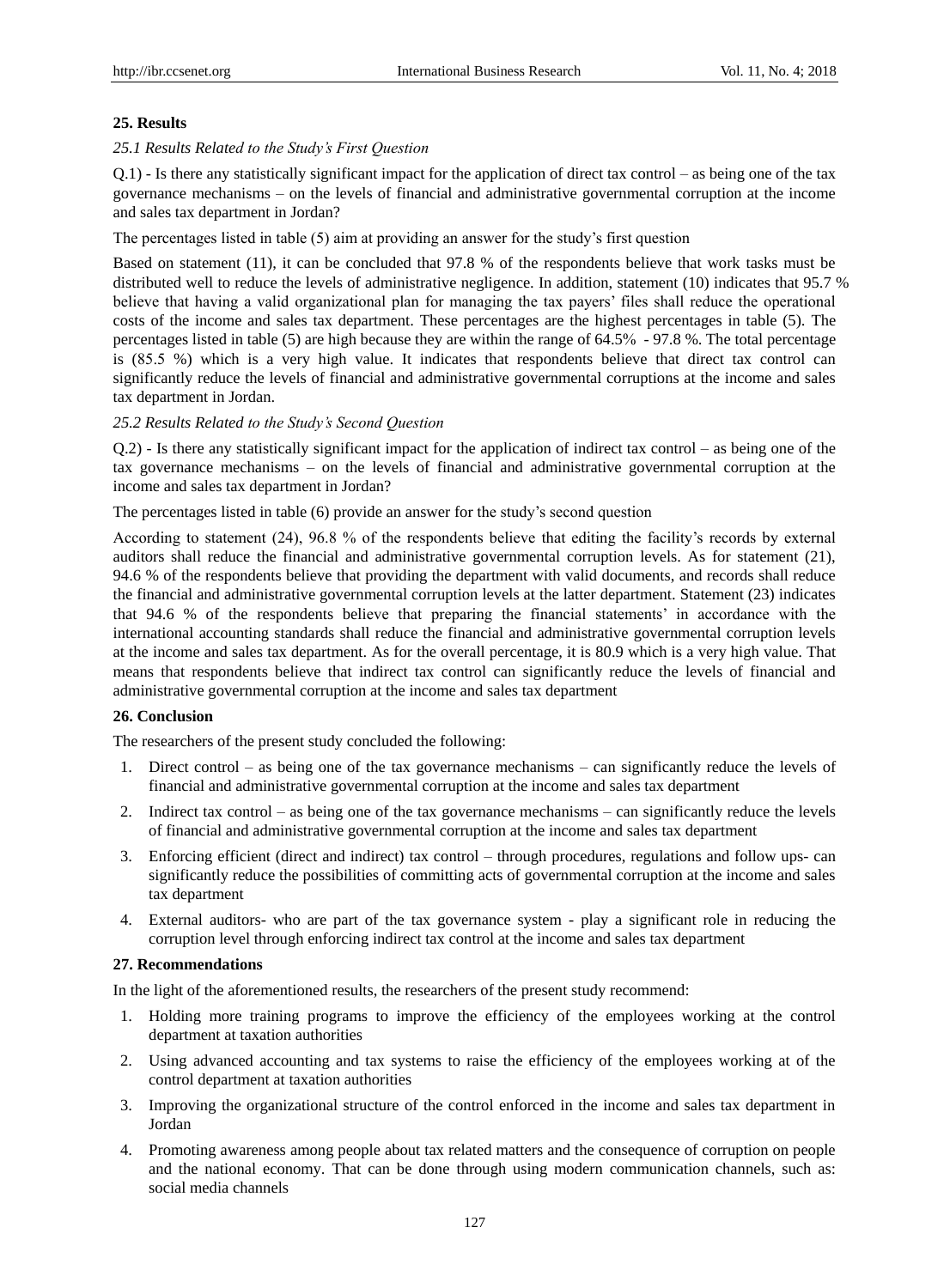## 25. Results

### *25.1 Results Related to the Study's First Question*

Q.1) - Is there any statistically significant impact for the application of direct tax control – as being one of the tax governance mechanisms – on the levels of financial and administrative governmental corruption at the income and sales tax department in Jordan?

The percentages listed in table (5) aim at providing an answer for the study's first question

Based on statement (11), it can be concluded that 97.8 % of the respondents believe that work tasks must be distributed well to reduce the levels of administrative negligence. In addition, statement (10) indicates that 95.7 % believe that having a valid organizational plan for managing the tax payers' files shall reduce the operational costs of the income and sales tax department. These percentages are the highest percentages in table (5). The percentages listed in table (5) are high because they are within the range of 64.5% - 97.8 %. The total percentage is (85.5 %) which is a very high value. It indicates that respondents believe that direct tax control can significantly reduce the levels of financial and administrative governmental corruptions at the income and sales tax department in Jordan.

### *25.2 Results Related to the Study's Second Question*

Q.2) - Is there any statistically significant impact for the application of indirect tax control – as being one of the tax governance mechanisms – on the levels of financial and administrative governmental corruption at the income and sales tax department in Jordan?

The percentages listed in table (6) provide an answer for the study's second question

According to statement (24), 96.8 % of the respondents believe that editing the facility's records by external auditors shall reduce the financial and administrative governmental corruption levels. As for statement (21), 94.6 % of the respondents believe that providing the department with valid documents, and records shall reduce the financial and administrative governmental corruption levels at the latter department. Statement (23) indicates that 94.6 % of the respondents believe that preparing the financial statements' in accordance with the international accounting standards shall reduce the financial and administrative governmental corruption levels at the income and sales tax department. As for the overall percentage, it is 80.9 which is a very high value. That means that respondents believe that indirect tax control can significantly reduce the levels of financial and administrative governmental corruption at the income and sales tax department

## 26. Conclusion

The researchers of the present study concluded the following:

1. Direct control – as being one of the tax governance mechanisms – can significantly reduce the levels of financial and administrative governmental corruption at the income and sales tax department
2. Indirect tax control – as being one of the tax governance mechanisms – can significantly reduce the levels of financial and administrative governmental corruption at the income and sales tax department
3. Enforcing efficient (direct and indirect) tax control – through procedures, regulations and follow ups- can significantly reduce the possibilities of committing acts of governmental corruption at the income and sales tax department
4. External auditors- who are part of the tax governance system - play a significant role in reducing the corruption level through enforcing indirect tax control at the income and sales tax department

## 27. Recommendations

In the light of the aforementioned results, the researchers of the present study recommend:

1. Holding more training programs to improve the efficiency of the employees working at the control department at taxation authorities
2. Using advanced accounting and tax systems to raise the efficiency of the employees working at of the control department at taxation authorities
3. Improving the organizational structure of the control enforced in the income and sales tax department in Jordan
4. Promoting awareness among people about tax related matters and the consequence of corruption on people and the national economy. That can be done through using modern communication channels, such as: social media channels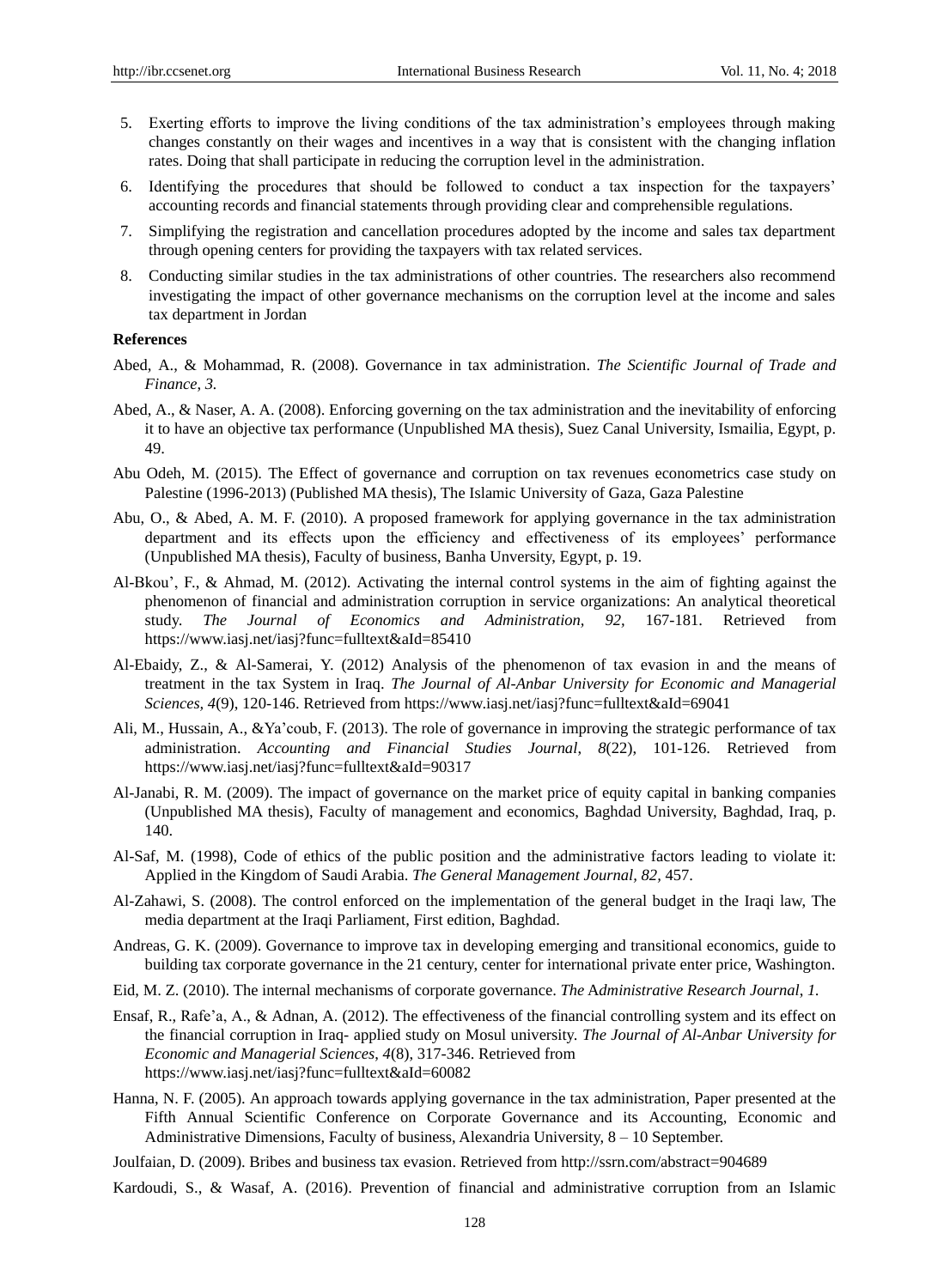5. Exerting efforts to improve the living conditions of the tax administration's employees through making changes constantly on their wages and incentives in a way that is consistent with the changing inflation rates. Doing that shall participate in reducing the corruption level in the administration.
6. Identifying the procedures that should be followed to conduct a tax inspection for the taxpayers' accounting records and financial statements through providing clear and comprehensible regulations.
7. Simplifying the registration and cancellation procedures adopted by the income and sales tax department through opening centers for providing the taxpayers with tax related services.
8. Conducting similar studies in the tax administrations of other countries. The researchers also recommend investigating the impact of other governance mechanisms on the corruption level at the income and sales tax department in Jordan

**References**

Abed, A., & Mohammad, R. (2008). Governance in tax administration. *The Scientific Journal of Trade and Finance, 3.*

Abed, A., & Naser, A. A. (2008). Enforcing governing on the tax administration and the inevitability of enforcing it to have an objective tax performance (Unpublished MA thesis), Suez Canal University, Ismailia, Egypt, p. 49.

Abu Odeh, M. (2015). The Effect of governance and corruption on tax revenues econometrics case study on Palestine (1996-2013) (Published MA thesis), The Islamic University of Gaza, Gaza Palestine

Abu, O., & Abed, A. M. F. (2010). A proposed framework for applying governance in the tax administration department and its effects upon the efficiency and effectiveness of its employees' performance (Unpublished MA thesis), Faculty of business, Banha Unversity, Egypt, p. 19.

Al-Bkou', F., & Ahmad, M. (2012). Activating the internal control systems in the aim of fighting against the phenomenon of financial and administration corruption in service organizations: An analytical theoretical study. *The Journal of Economics and Administration, 92,* 167-181. Retrieved from https://www.iasj.net/iasj?func=fulltext&aId=85410

Al-Ebaidy, Z., & Al-Samerai, Y. (2012) Analysis of the phenomenon of tax evasion in and the means of treatment in the tax System in Iraq. *The Journal of Al-Anbar University for Economic and Managerial Sciences, 4*(9), 120-146. Retrieved from https://www.iasj.net/iasj?func=fulltext&aId=69041

Ali, M., Hussain, A., &Ya'coub, F. (2013). The role of governance in improving the strategic performance of tax administration. *Accounting and Financial Studies Journal, 8*(22), 101-126. Retrieved from https://www.iasj.net/iasj?func=fulltext&aId=90317

Al-Janabi, R. M. (2009). The impact of governance on the market price of equity capital in banking companies (Unpublished MA thesis), Faculty of management and economics, Baghdad University, Baghdad, Iraq, p. 140.

Al-Saf, M. (1998), Code of ethics of the public position and the administrative factors leading to violate it: Applied in the Kingdom of Saudi Arabia. *The General Management Journal, 82,* 457.

Al-Zahawi, S. (2008). The control enforced on the implementation of the general budget in the Iraqi law, The media department at the Iraqi Parliament, First edition, Baghdad.

Andreas, G. K. (2009). Governance to improve tax in developing emerging and transitional economics, guide to building tax corporate governance in the 21 century, center for international private enter price, Washington.

Eid, M. Z. (2010). The internal mechanisms of corporate governance. *The Administrative Research Journal, 1.*

Ensaf, R., Rafe'a, A., & Adnan, A. (2012). The effectiveness of the financial controlling system and its effect on the financial corruption in Iraq- applied study on Mosul university. *The Journal of Al-Anbar University for Economic and Managerial Sciences, 4*(8), 317-346. Retrieved from https://www.iasj.net/iasj?func=fulltext&aId=60082

Hanna, N. F. (2005). An approach towards applying governance in the tax administration, Paper presented at the Fifth Annual Scientific Conference on Corporate Governance and its Accounting, Economic and Administrative Dimensions, Faculty of business, Alexandria University, 8 – 10 September.

Joulfaian, D. (2009). Bribes and business tax evasion. Retrieved from http://ssrn.com/abstract=904689

Kardoudi, S., & Wasaf, A. (2016). Prevention of financial and administrative corruption from an Islamic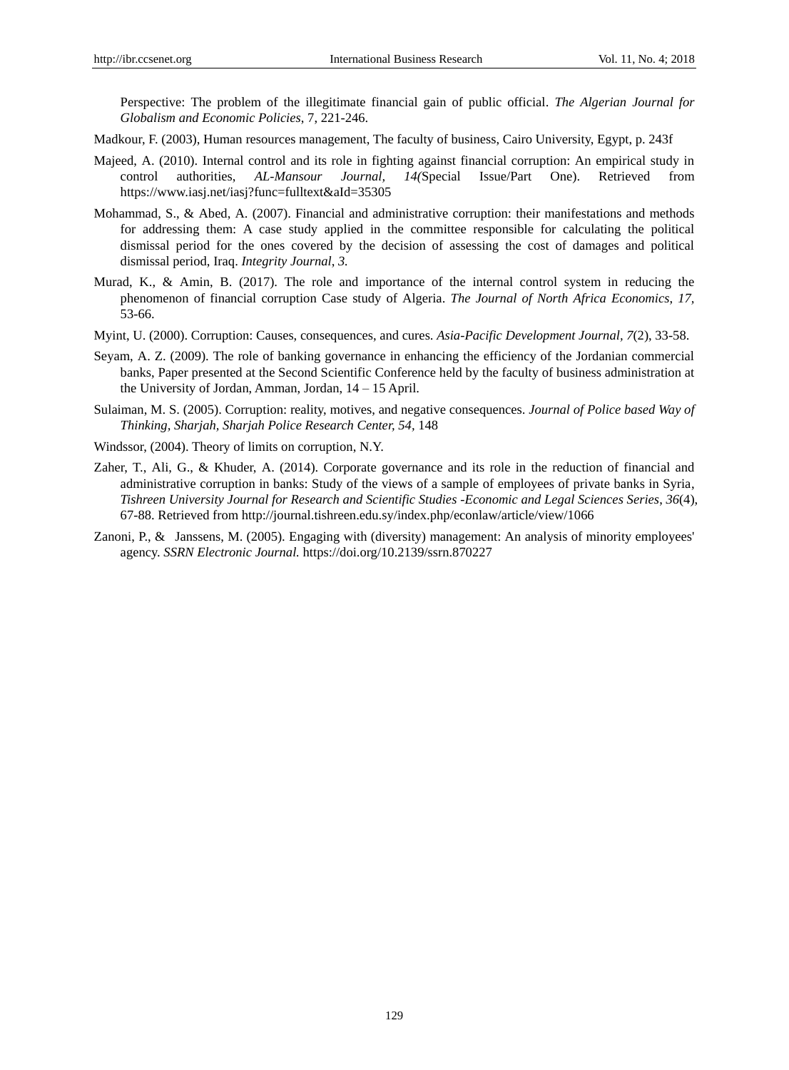Perspective: The problem of the illegitimate financial gain of public official. *The Algerian Journal for Globalism and Economic Policies*, 7, 221-246.

Madkour, F. (2003), Human resources management, The faculty of business, Cairo University, Egypt, p. 243f

Majeed, A. (2010). Internal control and its role in fighting against financial corruption: An empirical study in control authorities, *AL-Mansour Journal, 14(*Special Issue/Part One). Retrieved from https://www.iasj.net/iasj?func=fulltext&aId=35305

Mohammad, S., & Abed, A. (2007). Financial and administrative corruption: their manifestations and methods for addressing them: A case study applied in the committee responsible for calculating the political dismissal period for the ones covered by the decision of assessing the cost of damages and political dismissal period, Iraq. *Integrity Journal, 3.*

Murad, K., & Amin, B. (2017). The role and importance of the internal control system in reducing the phenomenon of financial corruption Case study of Algeria. *The Journal of North Africa Economics, 17,* 53-66.

Myint, U. (2000). Corruption: Causes, consequences, and cures. *Asia-Pacific Development Journal, 7*(2), 33-58.

Seyam, A. Z. (2009). The role of banking governance in enhancing the efficiency of the Jordanian commercial banks, Paper presented at the Second Scientific Conference held by the faculty of business administration at the University of Jordan, Amman, Jordan, 14 – 15 April.

Sulaiman, M. S. (2005). Corruption: reality, motives, and negative consequences. *Journal of Police based Way of Thinking, Sharjah, Sharjah Police Research Center, 54,* 148

Windssor, (2004). Theory of limits on corruption, N.Y.

Zaher, T., Ali, G., & Khuder, A. (2014). Corporate governance and its role in the reduction of financial and administrative corruption in banks: Study of the views of a sample of employees of private banks in Syria, *Tishreen University Journal for Research and Scientific Studies -Economic and Legal Sciences Series, 36*(4), 67-88. Retrieved from http://journal.tishreen.edu.sy/index.php/econlaw/article/view/1066

Zanoni, P., & Janssens, M. (2005). Engaging with (diversity) management: An analysis of minority employees' agency. *SSRN Electronic Journal.* https://doi.org/10.2139/ssrn.870227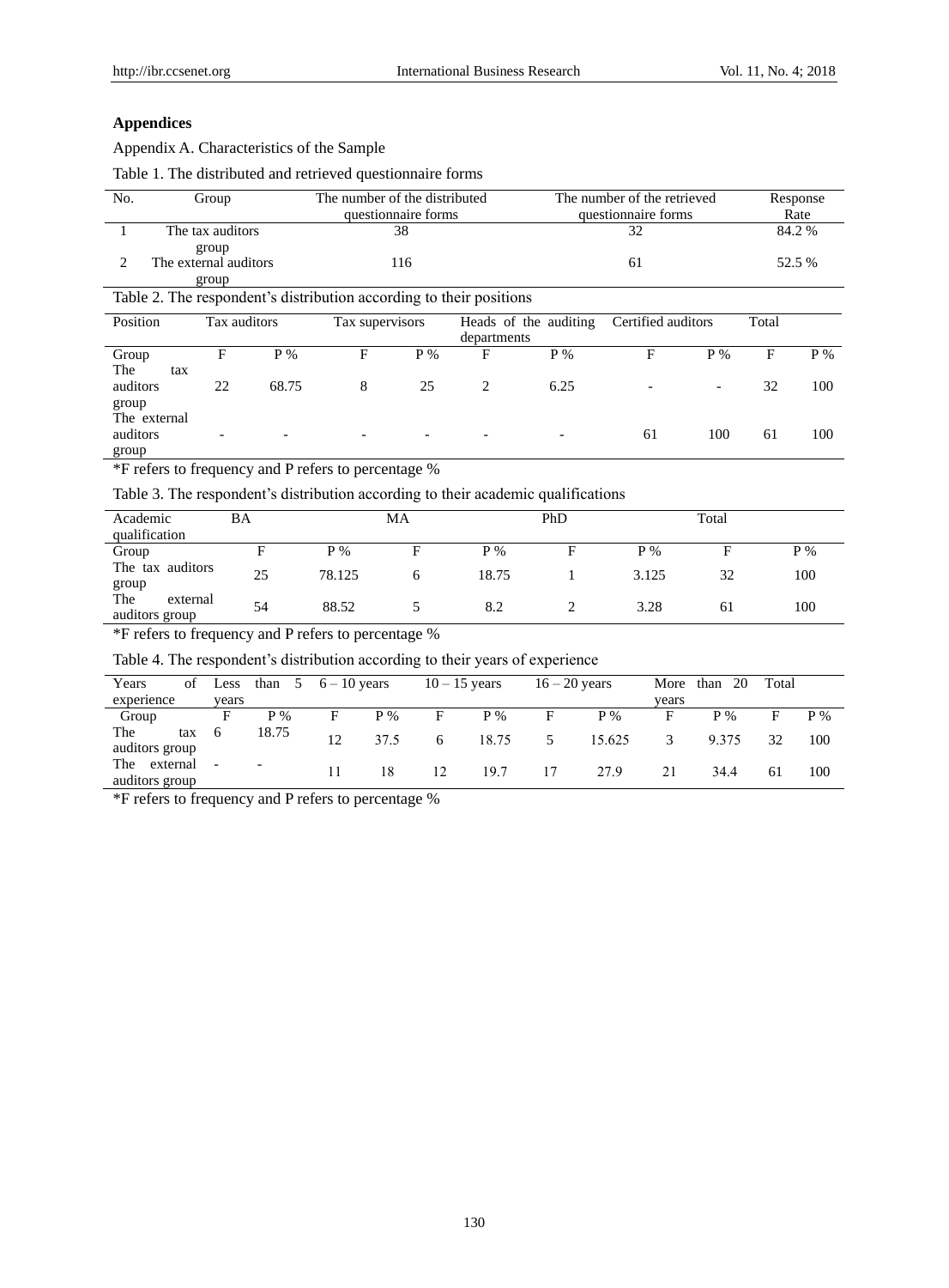## Appendices

Appendix A. Characteristics of the Sample

Table 1. The distributed and retrieved questionnaire forms

| No. | Group | The number of the distributed questionnaire forms | The number of the retrieved questionnaire forms | Response Rate |
|---|---|---|---|---|
| 1 | The tax auditors group | 38 | 32 | 84.2 % |
| 2 | The external auditors group | 116 | 61 | 52.5 % |

Table 2. The respondent's distribution according to their positions

| Position | Tax auditors | | Tax supervisors | | Heads of the auditing departments | | Certified auditors | | Total | |
|---|---|---|---|---|---|---|---|---|---|---|
| Group | F | P % | F | P % | F | P % | F | P % | F | P % |
| The tax auditors group | 22 | 68.75 | 8 | 25 | 2 | 6.25 | - | - | 32 | 100 |
| The external auditors group | - | - | - | - | - | - | 61 | 100 | 61 | 100 |

*F refers to frequency and P refers to percentage %

Table 3. The respondent's distribution according to their academic qualifications

| Academic qualification | BA | | MA | | PhD | | Total | |
|---|---|---|---|---|---|---|---|---|
| Group | F | P % | F | P % | F | P % | F | P % |
| The tax auditors group | 25 | 78.125 | 6 | 18.75 | 1 | 3.125 | 32 | 100 |
| The external auditors group | 54 | 88.52 | 5 | 8.2 | 2 | 3.28 | 61 | 100 |

*F refers to frequency and P refers to percentage %

Table 4. The respondent's distribution according to their years of experience

| Years of experience | Less than 5 years | | 6 – 10 years | | 10 – 15 years | | 16 – 20 years | | More than 20 years | | Total | |
|---|---|---|---|---|---|---|---|---|---|---|---|---|
| Group | F | P % | F | P % | F | P % | F | P % | F | P % | F | P % |
| The tax auditors group | 6 | 18.75 | 12 | 37.5 | 6 | 18.75 | 5 | 15.625 | 3 | 9.375 | 32 | 100 |
| The external auditors group | - | - | 11 | 18 | 12 | 19.7 | 17 | 27.9 | 21 | 34.4 | 61 | 100 |

*F refers to frequency and P refers to percentage %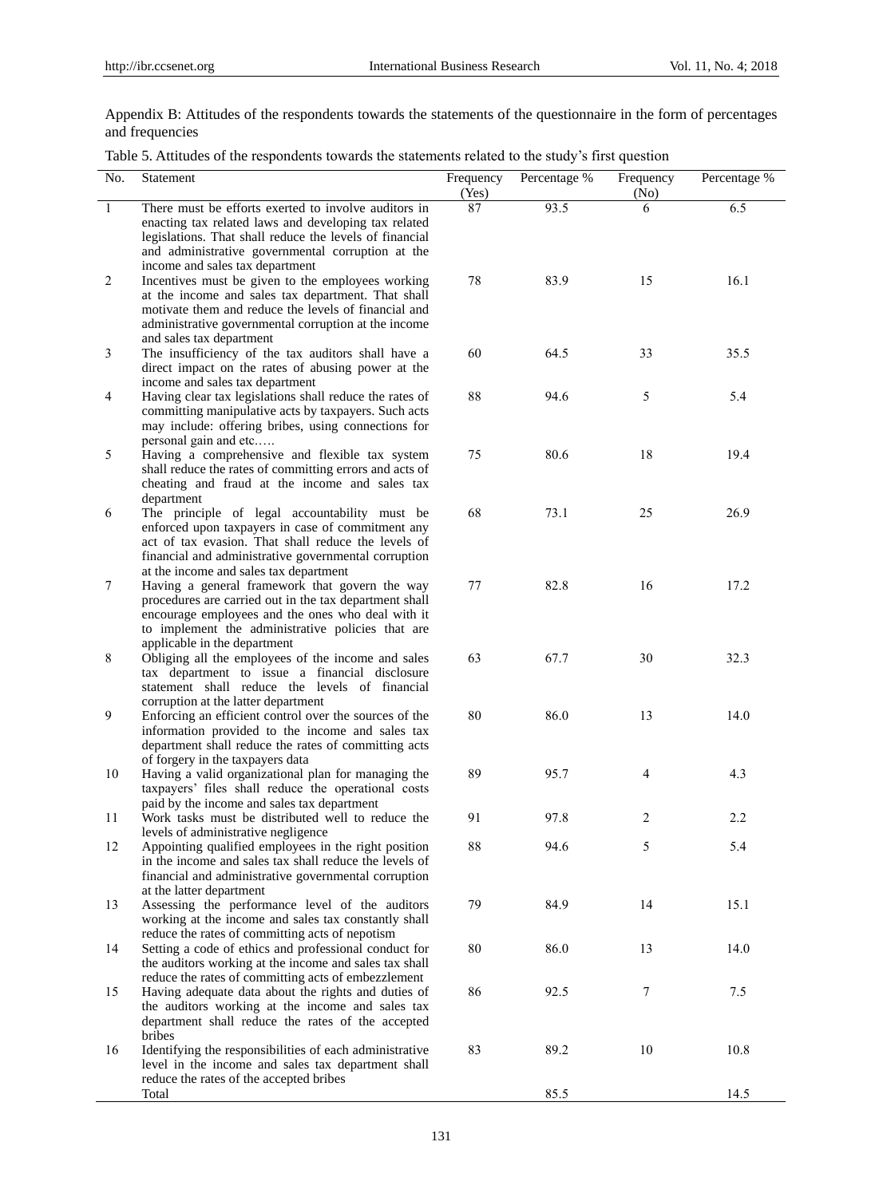Appendix B: Attitudes of the respondents towards the statements of the questionnaire in the form of percentages and frequencies

Table 5. Attitudes of the respondents towards the statements related to the study's first question

| No. | Statement | Frequency (Yes) | Percentage % | Frequency (No) | Percentage % |
|---|---|---|---|---|---|
| 1 | There must be efforts exerted to involve auditors in enacting tax related laws and developing tax related legislations. That shall reduce the levels of financial and administrative governmental corruption at the income and sales tax department | 87 | 93.5 | 6 | 6.5 |
| 2 | Incentives must be given to the employees working at the income and sales tax department. That shall motivate them and reduce the levels of financial and administrative governmental corruption at the income and sales tax department | 78 | 83.9 | 15 | 16.1 |
| 3 | The insufficiency of the tax auditors shall have a direct impact on the rates of abusing power at the income and sales tax department | 60 | 64.5 | 33 | 35.5 |
| 4 | Having clear tax legislations shall reduce the rates of committing manipulative acts by taxpayers. Such acts may include: offering bribes, using connections for personal gain and etc….. | 88 | 94.6 | 5 | 5.4 |
| 5 | Having a comprehensive and flexible tax system shall reduce the rates of committing errors and acts of cheating and fraud at the income and sales tax department | 75 | 80.6 | 18 | 19.4 |
| 6 | The principle of legal accountability must be enforced upon taxpayers in case of commitment any act of tax evasion. That shall reduce the levels of financial and administrative governmental corruption at the income and sales tax department | 68 | 73.1 | 25 | 26.9 |
| 7 | Having a general framework that govern the way procedures are carried out in the tax department shall encourage employees and the ones who deal with it to implement the administrative policies that are applicable in the department | 77 | 82.8 | 16 | 17.2 |
| 8 | Obliging all the employees of the income and sales tax department to issue a financial disclosure statement shall reduce the levels of financial corruption at the latter department | 63 | 67.7 | 30 | 32.3 |
| 9 | Enforcing an efficient control over the sources of the information provided to the income and sales tax department shall reduce the rates of committing acts of forgery in the taxpayers data | 80 | 86.0 | 13 | 14.0 |
| 10 | Having a valid organizational plan for managing the taxpayers' files shall reduce the operational costs paid by the income and sales tax department | 89 | 95.7 | 4 | 4.3 |
| 11 | Work tasks must be distributed well to reduce the levels of administrative negligence | 91 | 97.8 | 2 | 2.2 |
| 12 | Appointing qualified employees in the right position in the income and sales tax shall reduce the levels of financial and administrative governmental corruption at the latter department | 88 | 94.6 | 5 | 5.4 |
| 13 | Assessing the performance level of the auditors working at the income and sales tax constantly shall reduce the rates of committing acts of nepotism | 79 | 84.9 | 14 | 15.1 |
| 14 | Setting a code of ethics and professional conduct for the auditors working at the income and sales tax shall reduce the rates of committing acts of embezzlement | 80 | 86.0 | 13 | 14.0 |
| 15 | Having adequate data about the rights and duties of the auditors working at the income and sales tax department shall reduce the rates of the accepted bribes | 86 | 92.5 | 7 | 7.5 |
| 16 | Identifying the responsibilities of each administrative level in the income and sales tax department shall reduce the rates of the accepted bribes | 83 | 89.2 | 10 | 10.8 |
| | Total | | 85.5 | | 14.5 |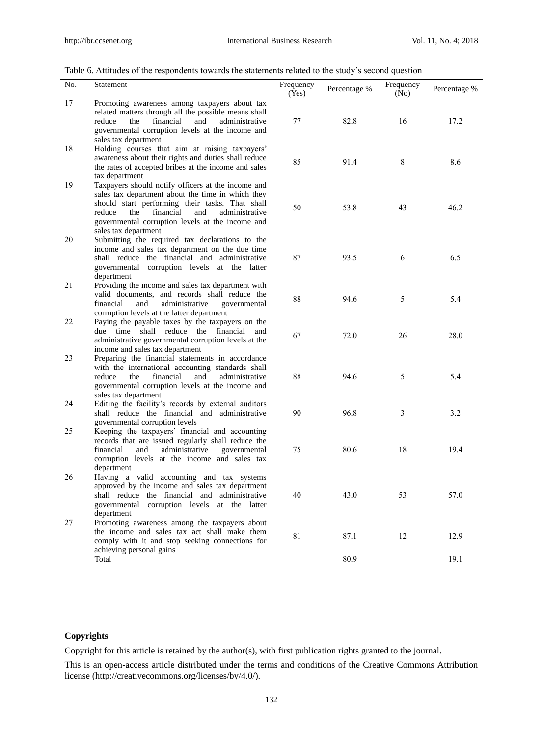Table 6. Attitudes of the respondents towards the statements related to the study's second question

| No. | Statement | Frequency (Yes) | Percentage % | Frequency (No) | Percentage % |
|---|---|---|---|---|---|
| 17 | Promoting awareness among taxpayers about tax related matters through all the possible means shall reduce the financial and administrative governmental corruption levels at the income and sales tax department | 77 | 82.8 | 16 | 17.2 |
| 18 | Holding courses that aim at raising taxpayers' awareness about their rights and duties shall reduce the rates of accepted bribes at the income and sales tax department | 85 | 91.4 | 8 | 8.6 |
| 19 | Taxpayers should notify officers at the income and sales tax department about the time in which they should start performing their tasks. That shall reduce the financial and administrative governmental corruption levels at the income and sales tax department | 50 | 53.8 | 43 | 46.2 |
| 20 | Submitting the required tax declarations to the income and sales tax department on the due time shall reduce the financial and administrative governmental corruption levels at the latter department | 87 | 93.5 | 6 | 6.5 |
| 21 | Providing the income and sales tax department with valid documents, and records shall reduce the financial and administrative governmental corruption levels at the latter department | 88 | 94.6 | 5 | 5.4 |
| 22 | Paying the payable taxes by the taxpayers on the due time shall reduce the financial and administrative governmental corruption levels at the income and sales tax department | 67 | 72.0 | 26 | 28.0 |
| 23 | Preparing the financial statements in accordance with the international accounting standards shall reduce the financial and administrative governmental corruption levels at the income and sales tax department | 88 | 94.6 | 5 | 5.4 |
| 24 | Editing the facility's records by external auditors shall reduce the financial and administrative governmental corruption levels | 90 | 96.8 | 3 | 3.2 |
| 25 | Keeping the taxpayers' financial and accounting records that are issued regularly shall reduce the financial and administrative governmental corruption levels at the income and sales tax department | 75 | 80.6 | 18 | 19.4 |
| 26 | Having a valid accounting and tax systems approved by the income and sales tax department shall reduce the financial and administrative governmental corruption levels at the latter department | 40 | 43.0 | 53 | 57.0 |
| 27 | Promoting awareness among the taxpayers about the income and sales tax act shall make them comply with it and stop seeking connections for achieving personal gains | 81 | 87.1 | 12 | 12.9 |
| | Total | | 80.9 | | 19.1 |

**Copyrights**

Copyright for this article is retained by the author(s), with first publication rights granted to the journal.

This is an open-access article distributed under the terms and conditions of the Creative Commons Attribution license (http://creativecommons.org/licenses/by/4.0/).